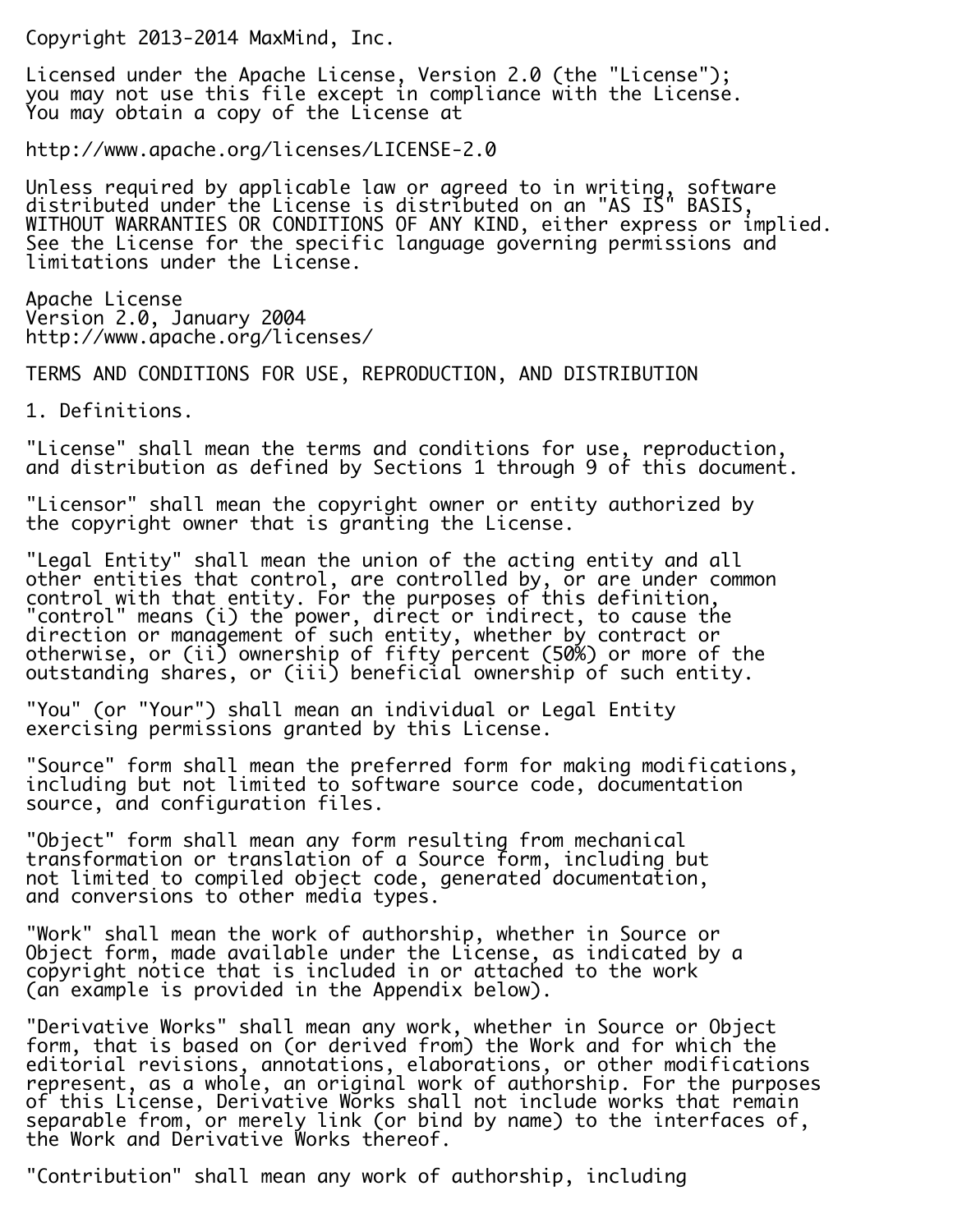Copyright 2013-2014 MaxMind, Inc.

Licensed under the Apache License, Version 2.0 (the "License");
you may not use this file except in compliance with the License.
You may obtain a copy of the License at

http://www.apache.org/licenses/LICENSE-2.0

Unless required by applicable law or agreed to in writing, software
distributed under the License is distributed on an "AS IS" BASIS,
WITHOUT WARRANTIES OR CONDITIONS OF ANY KIND, either express or implied.
See the License for the specific language governing permissions and
limitations under the License.

Apache License
Version 2.0, January 2004
http://www.apache.org/licenses/

TERMS AND CONDITIONS FOR USE, REPRODUCTION, AND DISTRIBUTION

1. Definitions.

"License" shall mean the terms and conditions for use, reproduction,
and distribution as defined by Sections 1 through 9 of this document.

"Licensor" shall mean the copyright owner or entity authorized by
the copyright owner that is granting the License.

"Legal Entity" shall mean the union of the acting entity and all
other entities that control, are controlled by, or are under common
control with that entity. For the purposes of this definition,
"control" means (i) the power, direct or indirect, to cause the
direction or management of such entity, whether by contract or
otherwise, or (ii) ownership of fifty percent (50%) or more of the
outstanding shares, or (iii) beneficial ownership of such entity.

"You" (or "Your") shall mean an individual or Legal Entity
exercising permissions granted by this License.

"Source" form shall mean the preferred form for making modifications,
including but not limited to software source code, documentation
source, and configuration files.

"Object" form shall mean any form resulting from mechanical
transformation or translation of a Source form, including but
not limited to compiled object code, generated documentation,
and conversions to other media types.

"Work" shall mean the work of authorship, whether in Source or
Object form, made available under the License, as indicated by a
copyright notice that is included in or attached to the work
(an example is provided in the Appendix below).

"Derivative Works" shall mean any work, whether in Source or Object
form, that is based on (or derived from) the Work and for which the
editorial revisions, annotations, elaborations, or other modifications
represent, as a whole, an original work of authorship. For the purposes
of this License, Derivative Works shall not include works that remain
separable from, or merely link (or bind by name) to the interfaces of,
the Work and Derivative Works thereof.

"Contribution" shall mean any work of authorship, including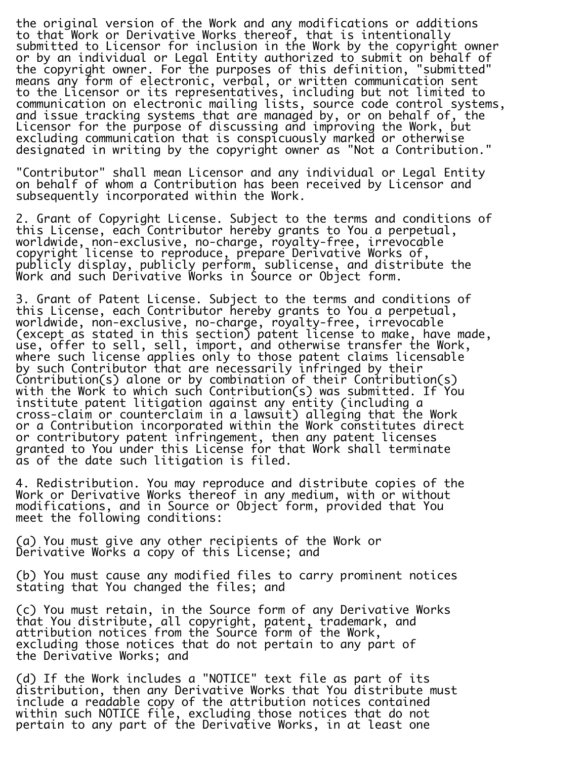the original version of the Work and any modifications or additions to that Work or Derivative Works thereof, that is intentionally submitted to Licensor for inclusion in the Work by the copyright owner or by an individual or Legal Entity authorized to submit on behalf of the copyright owner. For the purposes of this definition, "submitted" means any form of electronic, verbal, or written communication sent to the Licensor or its representatives, including but not limited to communication on electronic mailing lists, source code control systems, and issue tracking systems that are managed by, or on behalf of, the Licensor for the purpose of discussing and improving the Work, but excluding communication that is conspicuously marked or otherwise designated in writing by the copyright owner as "Not a Contribution."

"Contributor" shall mean Licensor and any individual or Legal Entity on behalf of whom a Contribution has been received by Licensor and subsequently incorporated within the Work.

2. Grant of Copyright License. Subject to the terms and conditions of this License, each Contributor hereby grants to You a perpetual, worldwide, non-exclusive, no-charge, royalty-free, irrevocable copyright license to reproduce, prepare Derivative Works of, publicly display, publicly perform, sublicense, and distribute the Work and such Derivative Works in Source or Object form.

3. Grant of Patent License. Subject to the terms and conditions of this License, each Contributor hereby grants to You a perpetual, worldwide, non-exclusive, no-charge, royalty-free, irrevocable (except as stated in this section) patent license to make, have made, use, offer to sell, sell, import, and otherwise transfer the Work, where such license applies only to those patent claims licensable by such Contributor that are necessarily infringed by their Contribution(s) alone or by combination of their Contribution(s) with the Work to which such Contribution(s) was submitted. If You institute patent litigation against any entity (including a cross-claim or counterclaim in a lawsuit) alleging that the Work or a Contribution incorporated within the Work constitutes direct or contributory patent infringement, then any patent licenses granted to You under this License for that Work shall terminate as of the date such litigation is filed.

4. Redistribution. You may reproduce and distribute copies of the Work or Derivative Works thereof in any medium, with or without modifications, and in Source or Object form, provided that You meet the following conditions:

(a) You must give any other recipients of the Work or Derivative Works a copy of this License; and

(b) You must cause any modified files to carry prominent notices stating that You changed the files; and

(c) You must retain, in the Source form of any Derivative Works that You distribute, all copyright, patent, trademark, and attribution notices from the Source form of the Work, excluding those notices that do not pertain to any part of the Derivative Works; and

(d) If the Work includes a "NOTICE" text file as part of its distribution, then any Derivative Works that You distribute must include a readable copy of the attribution notices contained within such NOTICE file, excluding those notices that do not pertain to any part of the Derivative Works, in at least one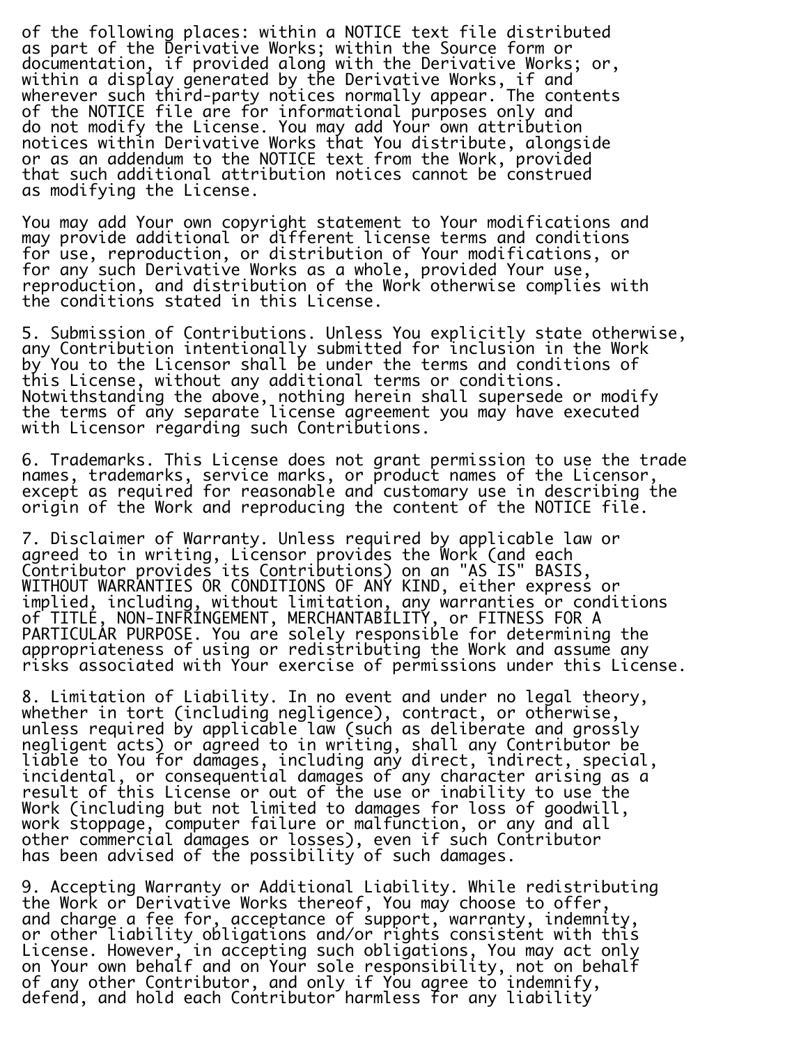of the following places: within a NOTICE text file distributed as part of the Derivative Works; within the Source form or documentation, if provided along with the Derivative Works; or, within a display generated by the Derivative Works, if and wherever such third-party notices normally appear. The contents of the NOTICE file are for informational purposes only and do not modify the License. You may add Your own attribution notices within Derivative Works that You distribute, alongside or as an addendum to the NOTICE text from the Work, provided that such additional attribution notices cannot be construed as modifying the License.

You may add Your own copyright statement to Your modifications and may provide additional or different license terms and conditions for use, reproduction, or distribution of Your modifications, or for any such Derivative Works as a whole, provided Your use, reproduction, and distribution of the Work otherwise complies with the conditions stated in this License.

5. Submission of Contributions. Unless You explicitly state otherwise, any Contribution intentionally submitted for inclusion in the Work by You to the Licensor shall be under the terms and conditions of this License, without any additional terms or conditions. Notwithstanding the above, nothing herein shall supersede or modify the terms of any separate license agreement you may have executed with Licensor regarding such Contributions.

6. Trademarks. This License does not grant permission to use the trade names, trademarks, service marks, or product names of the Licensor, except as required for reasonable and customary use in describing the origin of the Work and reproducing the content of the NOTICE file.

7. Disclaimer of Warranty. Unless required by applicable law or agreed to in writing, Licensor provides the Work (and each Contributor provides its Contributions) on an "AS IS" BASIS, WITHOUT WARRANTIES OR CONDITIONS OF ANY KIND, either express or implied, including, without limitation, any warranties or conditions of TITLE, NON-INFRINGEMENT, MERCHANTABILITY, or FITNESS FOR A PARTICULAR PURPOSE. You are solely responsible for determining the appropriateness of using or redistributing the Work and assume any risks associated with Your exercise of permissions under this License.

8. Limitation of Liability. In no event and under no legal theory, whether in tort (including negligence), contract, or otherwise, unless required by applicable law (such as deliberate and grossly negligent acts) or agreed to in writing, shall any Contributor be liable to You for damages, including any direct, indirect, special, incidental, or consequential damages of any character arising as a result of this License or out of the use or inability to use the Work (including but not limited to damages for loss of goodwill, work stoppage, computer failure or malfunction, or any and all other commercial damages or losses), even if such Contributor has been advised of the possibility of such damages.

9. Accepting Warranty or Additional Liability. While redistributing the Work or Derivative Works thereof, You may choose to offer, and charge a fee for, acceptance of support, warranty, indemnity, or other liability obligations and/or rights consistent with this License. However, in accepting such obligations, You may act only on Your own behalf and on Your sole responsibility, not on behalf of any other Contributor, and only if You agree to indemnify, defend, and hold each Contributor harmless for any liability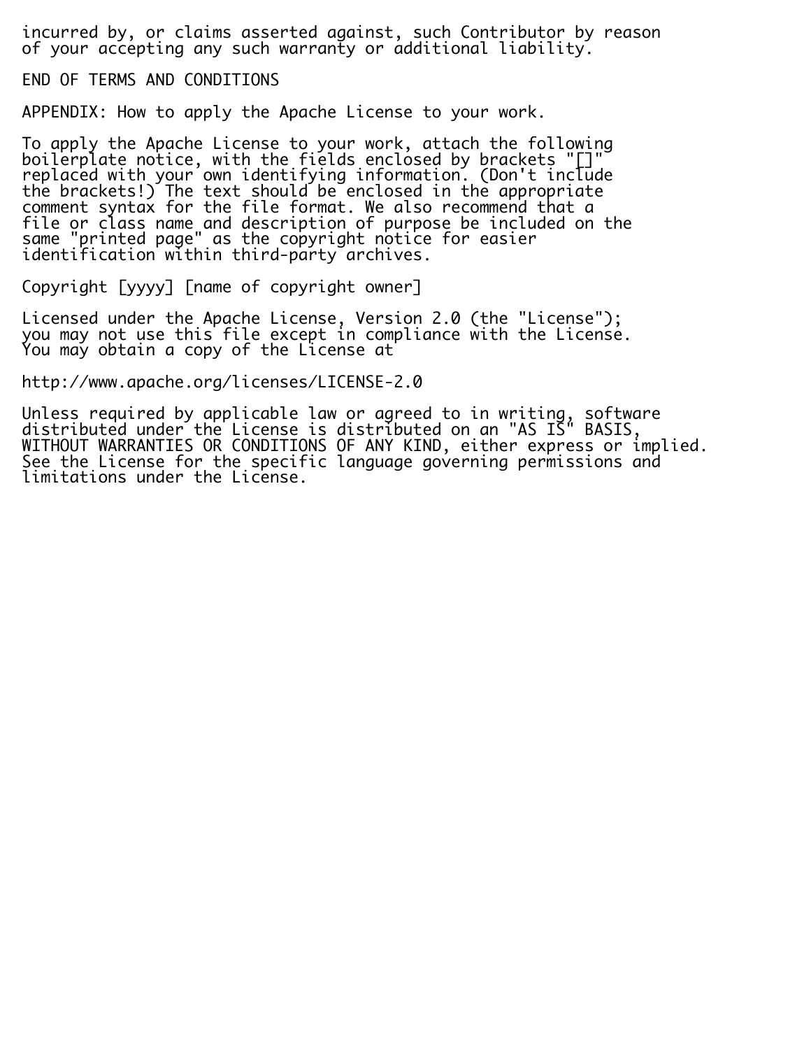incurred by, or claims asserted against, such Contributor by reason
of your accepting any such warranty or additional liability.

END OF TERMS AND CONDITIONS

APPENDIX: How to apply the Apache License to your work.

To apply the Apache License to your work, attach the following
boilerplate notice, with the fields enclosed by brackets "[]"
replaced with your own identifying information. (Don't include
the brackets!) The text should be enclosed in the appropriate
comment syntax for the file format. We also recommend that a
file or class name and description of purpose be included on the
same "printed page" as the copyright notice for easier
identification within third-party archives.

Copyright [yyyy] [name of copyright owner]

Licensed under the Apache License, Version 2.0 (the "License");
you may not use this file except in compliance with the License.
You may obtain a copy of the License at

http://www.apache.org/licenses/LICENSE-2.0

Unless required by applicable law or agreed to in writing, software
distributed under the License is distributed on an "AS IS" BASIS,
WITHOUT WARRANTIES OR CONDITIONS OF ANY KIND, either express or implied.
See the License for the specific language governing permissions and
limitations under the License.